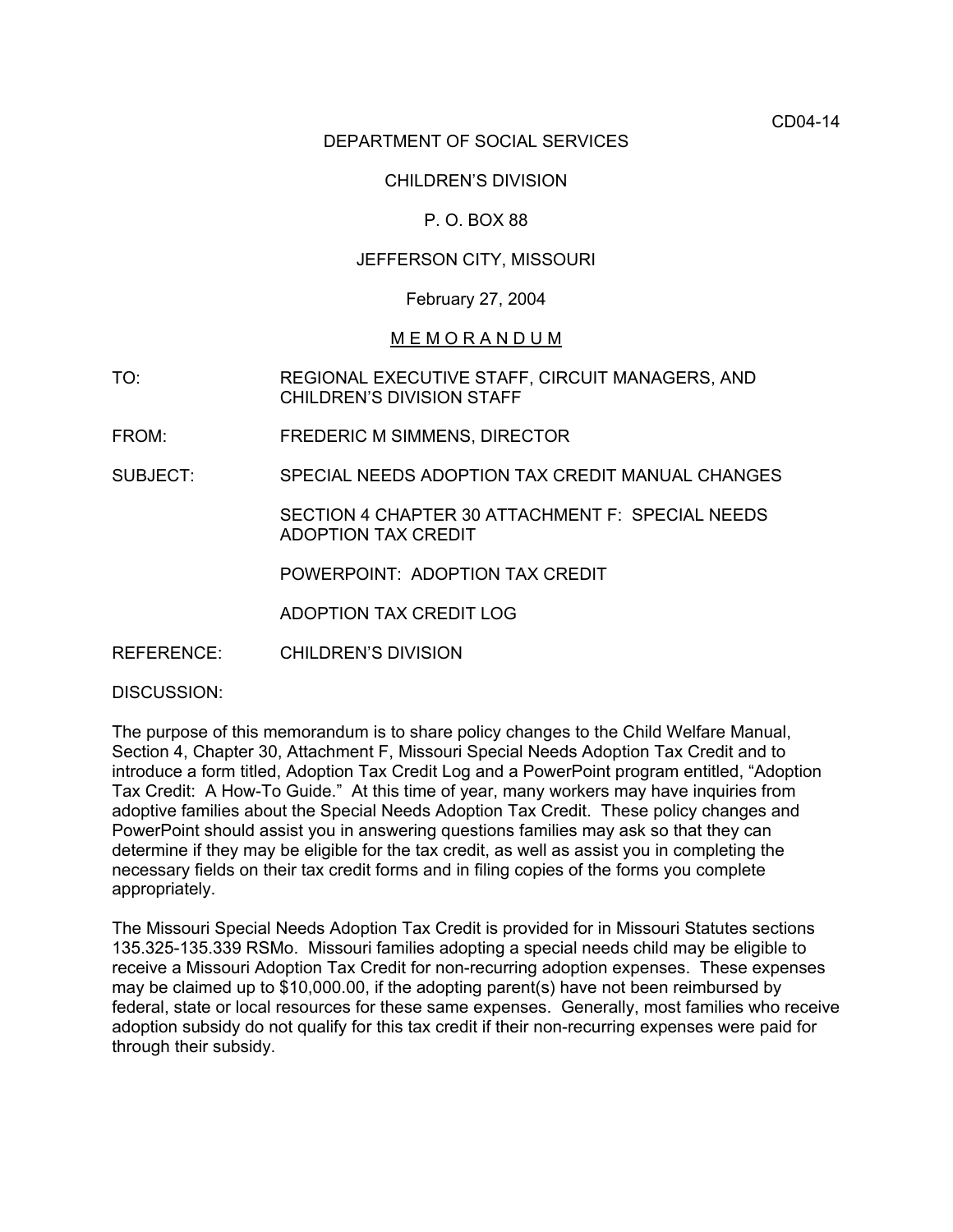CD04-14

DEPARTMENT OF SOCIAL SERVICES

CHILDREN'S DIVISION

P. O. BOX 88

JEFFERSON CITY, MISSOURI

February 27, 2004

M E M O R A N D U M

TO: REGIONAL EXECUTIVE STAFF, CIRCUIT MANAGERS, AND CHILDREN'S DIVISION STAFF

FROM: FREDERIC M SIMMENS, DIRECTOR

SUBJECT: SPECIAL NEEDS ADOPTION TAX CREDIT MANUAL CHANGES

SECTION 4 CHAPTER 30 ATTACHMENT F: SPECIAL NEEDS ADOPTION TAX CREDIT

POWERPOINT: ADOPTION TAX CREDIT

ADOPTION TAX CREDIT LOG

REFERENCE: CHILDREN'S DIVISION

DISCUSSION:

The purpose of this memorandum is to share policy changes to the Child Welfare Manual, Section 4, Chapter 30, Attachment F, Missouri Special Needs Adoption Tax Credit and to introduce a form titled, Adoption Tax Credit Log and a PowerPoint program entitled, "Adoption Tax Credit: A How-To Guide." At this time of year, many workers may have inquiries from adoptive families about the Special Needs Adoption Tax Credit. These policy changes and PowerPoint should assist you in answering questions families may ask so that they can determine if they may be eligible for the tax credit, as well as assist you in completing the necessary fields on their tax credit forms and in filing copies of the forms you complete appropriately.

The Missouri Special Needs Adoption Tax Credit is provided for in Missouri Statutes sections 135.325-135.339 RSMo. Missouri families adopting a special needs child may be eligible to receive a Missouri Adoption Tax Credit for non-recurring adoption expenses. These expenses may be claimed up to $10,000.00, if the adopting parent(s) have not been reimbursed by federal, state or local resources for these same expenses. Generally, most families who receive adoption subsidy do not qualify for this tax credit if their non-recurring expenses were paid for through their subsidy.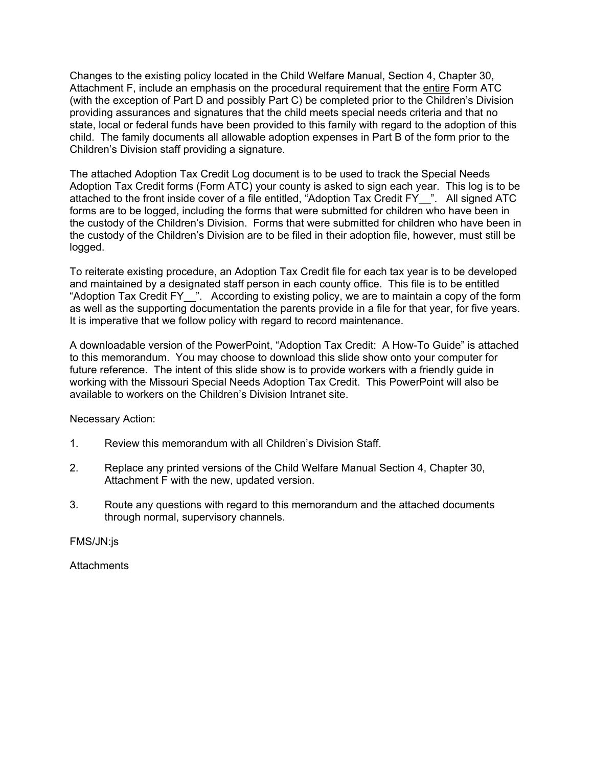Changes to the existing policy located in the Child Welfare Manual, Section 4, Chapter 30, Attachment F, include an emphasis on the procedural requirement that the entire Form ATC (with the exception of Part D and possibly Part C) be completed prior to the Children's Division providing assurances and signatures that the child meets special needs criteria and that no state, local or federal funds have been provided to this family with regard to the adoption of this child. The family documents all allowable adoption expenses in Part B of the form prior to the Children's Division staff providing a signature.

The attached Adoption Tax Credit Log document is to be used to track the Special Needs Adoption Tax Credit forms (Form ATC) your county is asked to sign each year. This log is to be attached to the front inside cover of a file entitled, "Adoption Tax Credit FY__". All signed ATC forms are to be logged, including the forms that were submitted for children who have been in the custody of the Children's Division. Forms that were submitted for children who have been in the custody of the Children's Division are to be filed in their adoption file, however, must still be logged.

To reiterate existing procedure, an Adoption Tax Credit file for each tax year is to be developed and maintained by a designated staff person in each county office. This file is to be entitled "Adoption Tax Credit FY__". According to existing policy, we are to maintain a copy of the form as well as the supporting documentation the parents provide in a file for that year, for five years. It is imperative that we follow policy with regard to record maintenance.

A downloadable version of the PowerPoint, "Adoption Tax Credit: A How-To Guide" is attached to this memorandum. You may choose to download this slide show onto your computer for future reference. The intent of this slide show is to provide workers with a friendly guide in working with the Missouri Special Needs Adoption Tax Credit. This PowerPoint will also be available to workers on the Children's Division Intranet site.

Necessary Action:

1. Review this memorandum with all Children's Division Staff.

2. Replace any printed versions of the Child Welfare Manual Section 4, Chapter 30, Attachment F with the new, updated version.

3. Route any questions with regard to this memorandum and the attached documents through normal, supervisory channels.

FMS/JN:js

Attachments